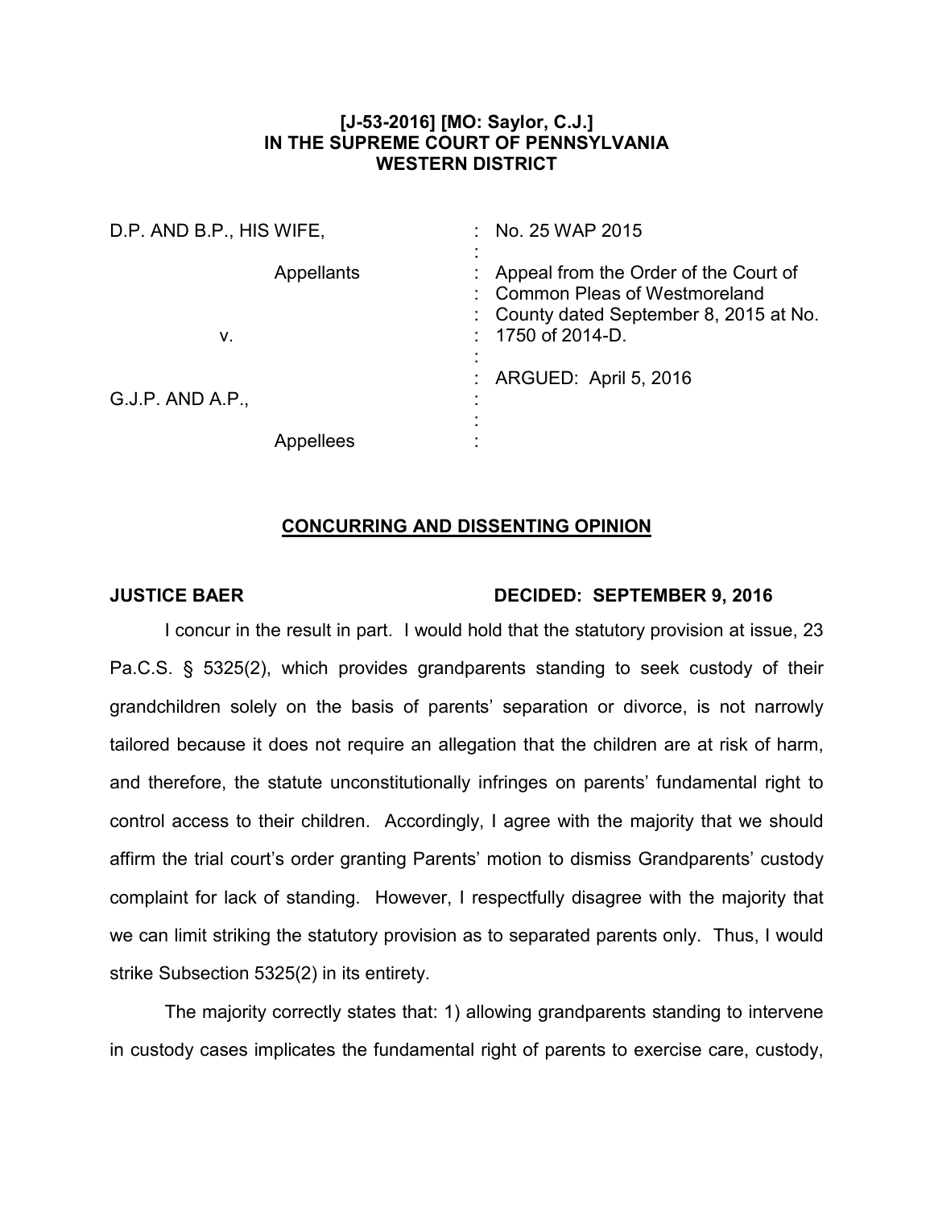**[J-53-2016] [MO: Saylor, C.J.]**
**IN THE SUPREME COURT OF PENNSYLVANIA**
**WESTERN DISTRICT**

| | |
|---|---|
| D.P. AND B.P., HIS WIFE, | No. 25 WAP 2015 |
| Appellants | Appeal from the Order of the Court of Common Pleas of Westmoreland County dated September 8, 2015 at No. 1750 of 2014-D. |
| v. | |
| | ARGUED: April 5, 2016 |
| G.J.P. AND A.P., | |
| Appellees | |

## CONCURRING AND DISSENTING OPINION

**JUSTICE BAER** **DECIDED: SEPTEMBER 9, 2016**

I concur in the result in part. I would hold that the statutory provision at issue, 23 Pa.C.S. § 5325(2), which provides grandparents standing to seek custody of their grandchildren solely on the basis of parents' separation or divorce, is not narrowly tailored because it does not require an allegation that the children are at risk of harm, and therefore, the statute unconstitutionally infringes on parents' fundamental right to control access to their children. Accordingly, I agree with the majority that we should affirm the trial court's order granting Parents' motion to dismiss Grandparents' custody complaint for lack of standing. However, I respectfully disagree with the majority that we can limit striking the statutory provision as to separated parents only. Thus, I would strike Subsection 5325(2) in its entirety.

The majority correctly states that: 1) allowing grandparents standing to intervene in custody cases implicates the fundamental right of parents to exercise care, custody,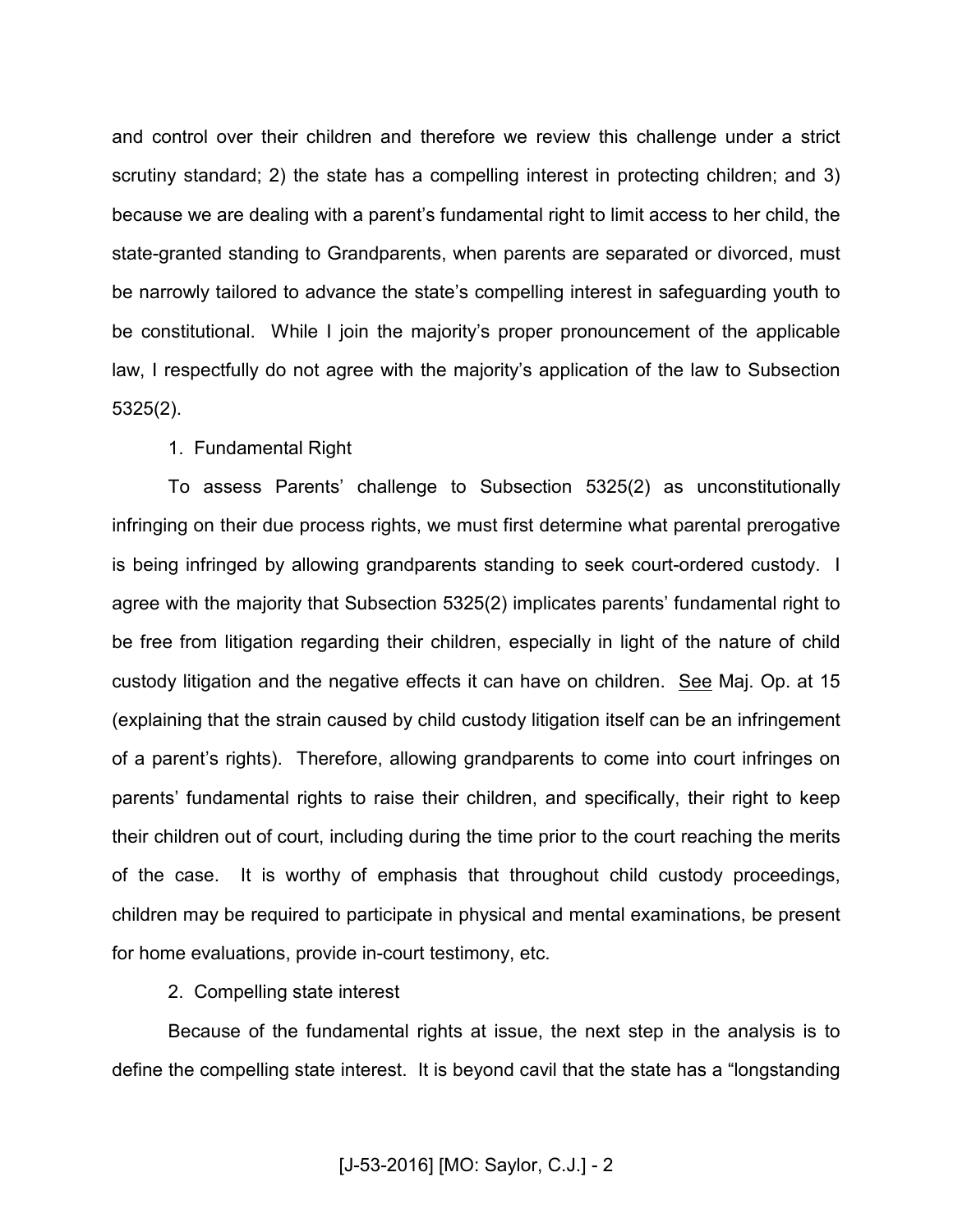and control over their children and therefore we review this challenge under a strict scrutiny standard; 2) the state has a compelling interest in protecting children; and 3) because we are dealing with a parent's fundamental right to limit access to her child, the state-granted standing to Grandparents, when parents are separated or divorced, must be narrowly tailored to advance the state's compelling interest in safeguarding youth to be constitutional. While I join the majority's proper pronouncement of the applicable law, I respectfully do not agree with the majority's application of the law to Subsection 5325(2).

1. Fundamental Right

To assess Parents' challenge to Subsection 5325(2) as unconstitutionally infringing on their due process rights, we must first determine what parental prerogative is being infringed by allowing grandparents standing to seek court-ordered custody. I agree with the majority that Subsection 5325(2) implicates parents' fundamental right to be free from litigation regarding their children, especially in light of the nature of child custody litigation and the negative effects it can have on children. See Maj. Op. at 15 (explaining that the strain caused by child custody litigation itself can be an infringement of a parent's rights). Therefore, allowing grandparents to come into court infringes on parents' fundamental rights to raise their children, and specifically, their right to keep their children out of court, including during the time prior to the court reaching the merits of the case. It is worthy of emphasis that throughout child custody proceedings, children may be required to participate in physical and mental examinations, be present for home evaluations, provide in-court testimony, etc.

2. Compelling state interest

Because of the fundamental rights at issue, the next step in the analysis is to define the compelling state interest. It is beyond cavil that the state has a "longstanding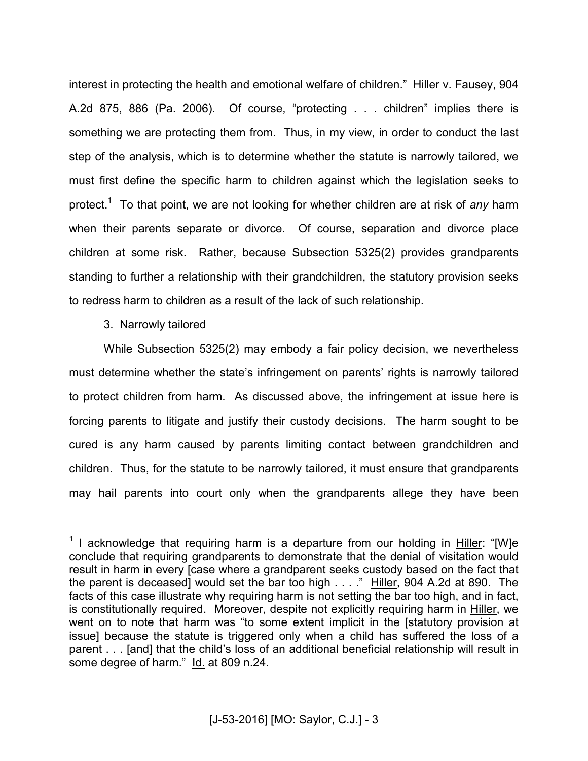interest in protecting the health and emotional welfare of children." Hiller v. Fausey, 904 A.2d 875, 886 (Pa. 2006). Of course, "protecting . . . children" implies there is something we are protecting them from. Thus, in my view, in order to conduct the last step of the analysis, which is to determine whether the statute is narrowly tailored, we must first define the specific harm to children against which the legislation seeks to protect.[1] To that point, we are not looking for whether children are at risk of *any* harm when their parents separate or divorce. Of course, separation and divorce place children at some risk. Rather, because Subsection 5325(2) provides grandparents standing to further a relationship with their grandchildren, the statutory provision seeks to redress harm to children as a result of the lack of such relationship.

3. Narrowly tailored

While Subsection 5325(2) may embody a fair policy decision, we nevertheless must determine whether the state's infringement on parents' rights is narrowly tailored to protect children from harm. As discussed above, the infringement at issue here is forcing parents to litigate and justify their custody decisions. The harm sought to be cured is any harm caused by parents limiting contact between grandchildren and children. Thus, for the statute to be narrowly tailored, it must ensure that grandparents may hail parents into court only when the grandparents allege they have been

---

[1] I acknowledge that requiring harm is a departure from our holding in Hiller: "[W]e conclude that requiring grandparents to demonstrate that the denial of visitation would result in harm in every [case where a grandparent seeks custody based on the fact that the parent is deceased] would set the bar too high . . . ." Hiller, 904 A.2d at 890. The facts of this case illustrate why requiring harm is not setting the bar too high, and in fact, is constitutionally required. Moreover, despite not explicitly requiring harm in Hiller, we went on to note that harm was "to some extent implicit in the [statutory provision at issue] because the statute is triggered only when a child has suffered the loss of a parent . . . [and] that the child's loss of an additional beneficial relationship will result in some degree of harm." Id. at 809 n.24.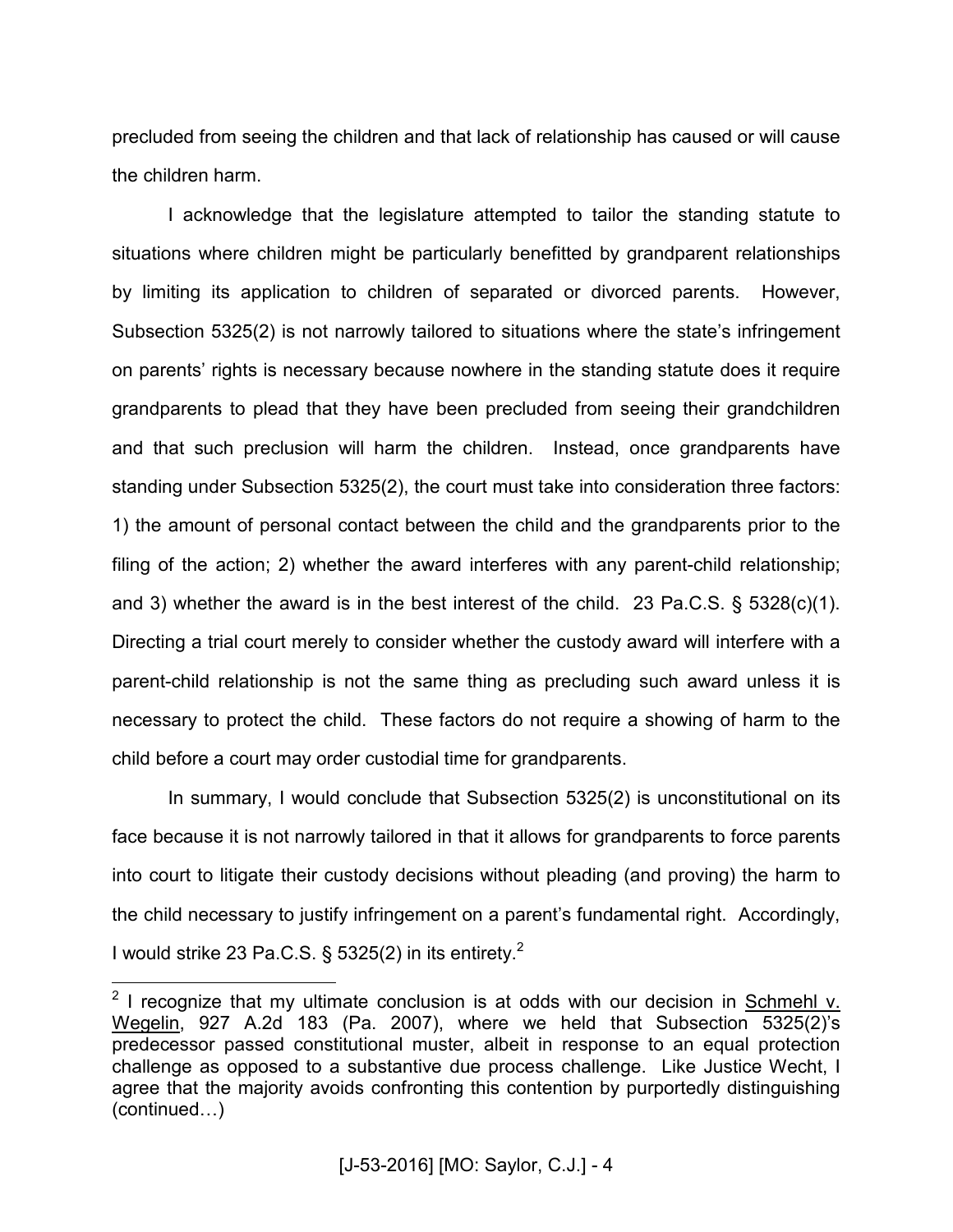precluded from seeing the children and that lack of relationship has caused or will cause the children harm.

I acknowledge that the legislature attempted to tailor the standing statute to situations where children might be particularly benefitted by grandparent relationships by limiting its application to children of separated or divorced parents. However, Subsection 5325(2) is not narrowly tailored to situations where the state's infringement on parents' rights is necessary because nowhere in the standing statute does it require grandparents to plead that they have been precluded from seeing their grandchildren and that such preclusion will harm the children. Instead, once grandparents have standing under Subsection 5325(2), the court must take into consideration three factors: 1) the amount of personal contact between the child and the grandparents prior to the filing of the action; 2) whether the award interferes with any parent-child relationship; and 3) whether the award is in the best interest of the child. 23 Pa.C.S. § 5328(c)(1). Directing a trial court merely to consider whether the custody award will interfere with a parent-child relationship is not the same thing as precluding such award unless it is necessary to protect the child. These factors do not require a showing of harm to the child before a court may order custodial time for grandparents.

In summary, I would conclude that Subsection 5325(2) is unconstitutional on its face because it is not narrowly tailored in that it allows for grandparents to force parents into court to litigate their custody decisions without pleading (and proving) the harm to the child necessary to justify infringement on a parent's fundamental right. Accordingly, I would strike 23 Pa.C.S. § 5325(2) in its entirety.[2]

---

[2] I recognize that my ultimate conclusion is at odds with our decision in Schmehl v. Wegelin, 927 A.2d 183 (Pa. 2007), where we held that Subsection 5325(2)'s predecessor passed constitutional muster, albeit in response to an equal protection challenge as opposed to a substantive due process challenge. Like Justice Wecht, I agree that the majority avoids confronting this contention by purportedly distinguishing (continued…)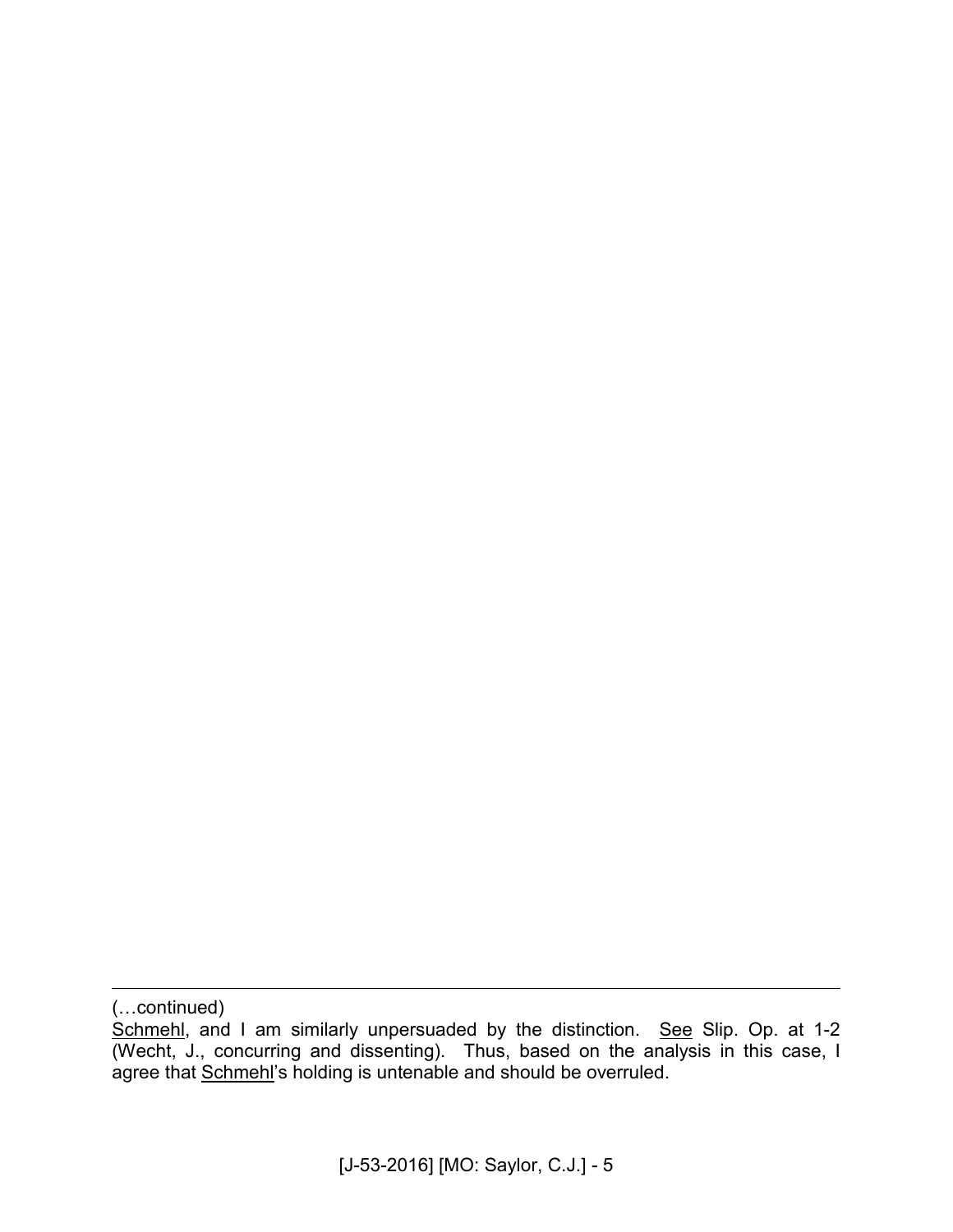(…continued)

Schmehl, and I am similarly unpersuaded by the distinction. See Slip. Op. at 1-2 (Wecht, J., concurring and dissenting). Thus, based on the analysis in this case, I agree that Schmehl's holding is untenable and should be overruled.